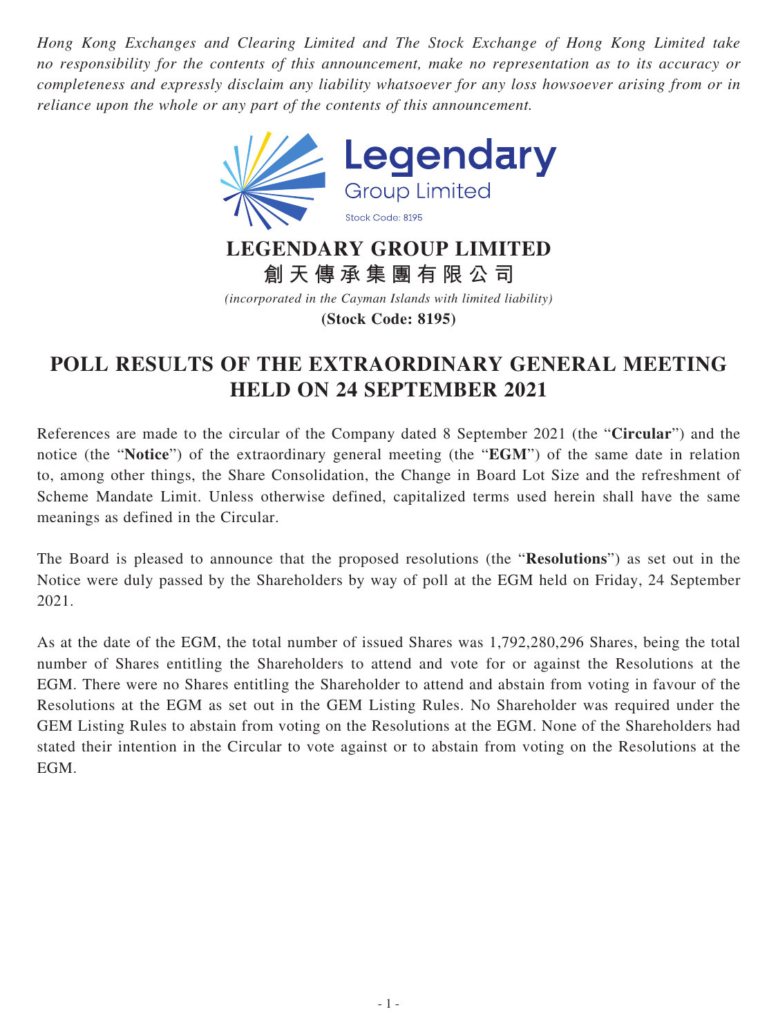*Hong Kong Exchanges and Clearing Limited and The Stock Exchange of Hong Kong Limited take no responsibility for the contents of this announcement, make no representation as to its accuracy or completeness and expressly disclaim any liability whatsoever for any loss howsoever arising from or in reliance upon the whole or any part of the contents of this announcement.*

Legendary
Group Limited
Stock Code: 8195

# LEGENDARY GROUP LIMITED
# 創天傳承集團有限公司

*(incorporated in the Cayman Islands with limited liability)*

**(Stock Code: 8195)**

# POLL RESULTS OF THE EXTRAORDINARY GENERAL MEETING HELD ON 24 SEPTEMBER 2021

References are made to the circular of the Company dated 8 September 2021 (the "**Circular**") and the notice (the "**Notice**") of the extraordinary general meeting (the "**EGM**") of the same date in relation to, among other things, the Share Consolidation, the Change in Board Lot Size and the refreshment of Scheme Mandate Limit. Unless otherwise defined, capitalized terms used herein shall have the same meanings as defined in the Circular.

The Board is pleased to announce that the proposed resolutions (the "**Resolutions**") as set out in the Notice were duly passed by the Shareholders by way of poll at the EGM held on Friday, 24 September 2021.

As at the date of the EGM, the total number of issued Shares was 1,792,280,296 Shares, being the total number of Shares entitling the Shareholders to attend and vote for or against the Resolutions at the EGM. There were no Shares entitling the Shareholder to attend and abstain from voting in favour of the Resolutions at the EGM as set out in the GEM Listing Rules. No Shareholder was required under the GEM Listing Rules to abstain from voting on the Resolutions at the EGM. None of the Shareholders had stated their intention in the Circular to vote against or to abstain from voting on the Resolutions at the EGM.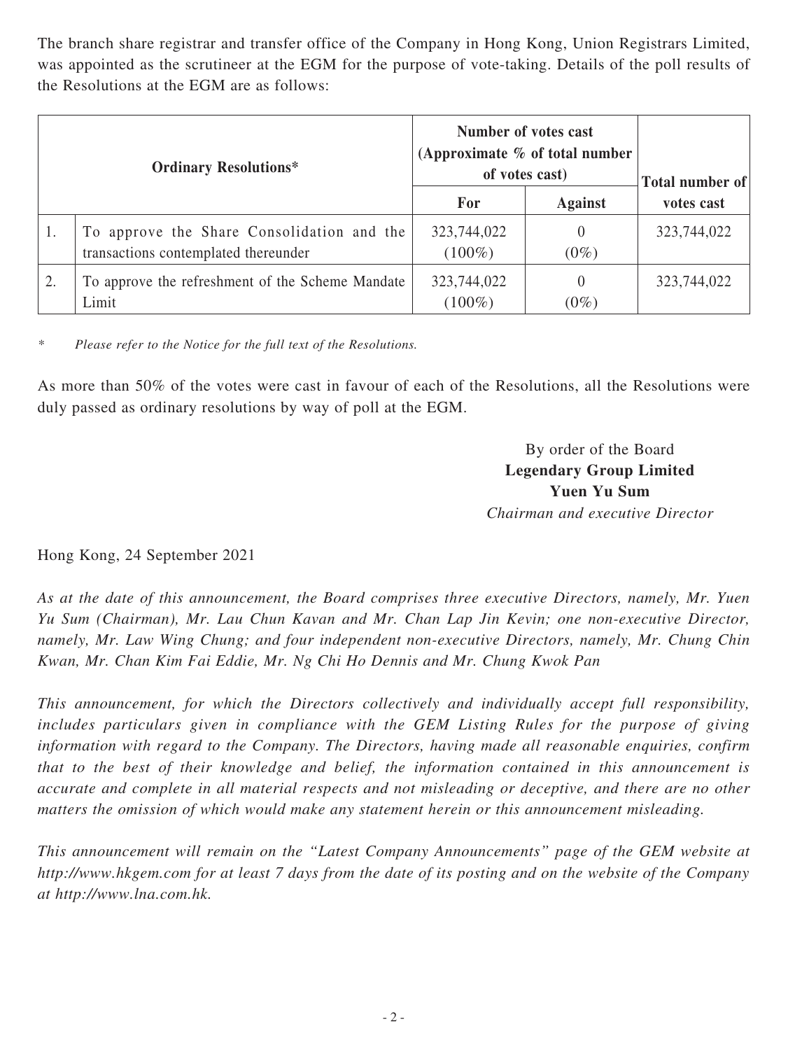The branch share registrar and transfer office of the Company in Hong Kong, Union Registrars Limited, was appointed as the scrutineer at the EGM for the purpose of vote-taking. Details of the poll results of the Resolutions at the EGM are as follows:

| | **Ordinary Resolutions*** | **Number of votes cast (Approximate % of total number of votes cast)** | | **Total number of votes cast** |
|---|---|---|---|---|
| | | **For** | **Against** | |
| 1. | To approve the Share Consolidation and the transactions contemplated thereunder | 323,744,022 (100%) | 0 (0%) | 323,744,022 |
| 2. | To approve the refreshment of the Scheme Mandate Limit | 323,744,022 (100%) | 0 (0%) | 323,744,022 |

\* *Please refer to the Notice for the full text of the Resolutions.*

As more than 50% of the votes were cast in favour of each of the Resolutions, all the Resolutions were duly passed as ordinary resolutions by way of poll at the EGM.

By order of the Board
**Legendary Group Limited**
**Yuen Yu Sum**
*Chairman and executive Director*

Hong Kong, 24 September 2021

*As at the date of this announcement, the Board comprises three executive Directors, namely, Mr. Yuen Yu Sum (Chairman), Mr. Lau Chun Kavan and Mr. Chan Lap Jin Kevin; one non-executive Director, namely, Mr. Law Wing Chung; and four independent non-executive Directors, namely, Mr. Chung Chin Kwan, Mr. Chan Kim Fai Eddie, Mr. Ng Chi Ho Dennis and Mr. Chung Kwok Pan*

*This announcement, for which the Directors collectively and individually accept full responsibility, includes particulars given in compliance with the GEM Listing Rules for the purpose of giving information with regard to the Company. The Directors, having made all reasonable enquiries, confirm that to the best of their knowledge and belief, the information contained in this announcement is accurate and complete in all material respects and not misleading or deceptive, and there are no other matters the omission of which would make any statement herein or this announcement misleading.*

*This announcement will remain on the "Latest Company Announcements" page of the GEM website at http://www.hkgem.com for at least 7 days from the date of its posting and on the website of the Company at http://www.lna.com.hk.*